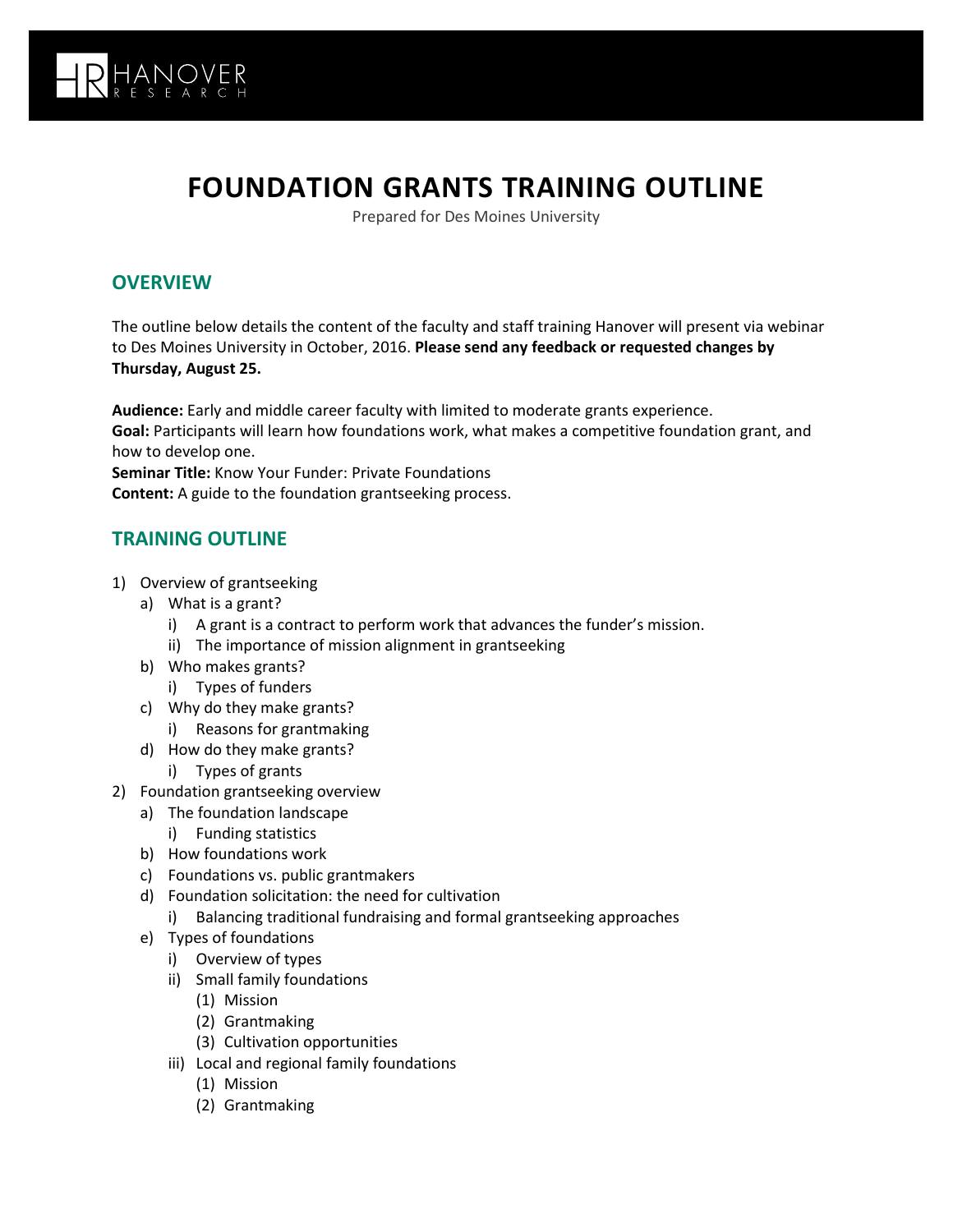# FOUNDATION GRANTS TRAINING OUTLINE

Prepared for Des Moines University

## OVERVIEW

The outline below details the content of the faculty and staff training Hanover will present via webinar to Des Moines University in October, 2016. **Please send any feedback or requested changes by Thursday, August 25.**

**Audience:** Early and middle career faculty with limited to moderate grants experience.
**Goal:** Participants will learn how foundations work, what makes a competitive foundation grant, and how to develop one.
**Seminar Title:** Know Your Funder: Private Foundations
**Content:** A guide to the foundation grantseeking process.

## TRAINING OUTLINE

1) Overview of grantseeking
   a) What is a grant?
      i) A grant is a contract to perform work that advances the funder's mission.
      ii) The importance of mission alignment in grantseeking
   b) Who makes grants?
      i) Types of funders
   c) Why do they make grants?
      i) Reasons for grantmaking
   d) How do they make grants?
      i) Types of grants
2) Foundation grantseeking overview
   a) The foundation landscape
      i) Funding statistics
   b) How foundations work
   c) Foundations vs. public grantmakers
   d) Foundation solicitation: the need for cultivation
      i) Balancing traditional fundraising and formal grantseeking approaches
   e) Types of foundations
      i) Overview of types
      ii) Small family foundations
         (1) Mission
         (2) Grantmaking
         (3) Cultivation opportunities
      iii) Local and regional family foundations
         (1) Mission
         (2) Grantmaking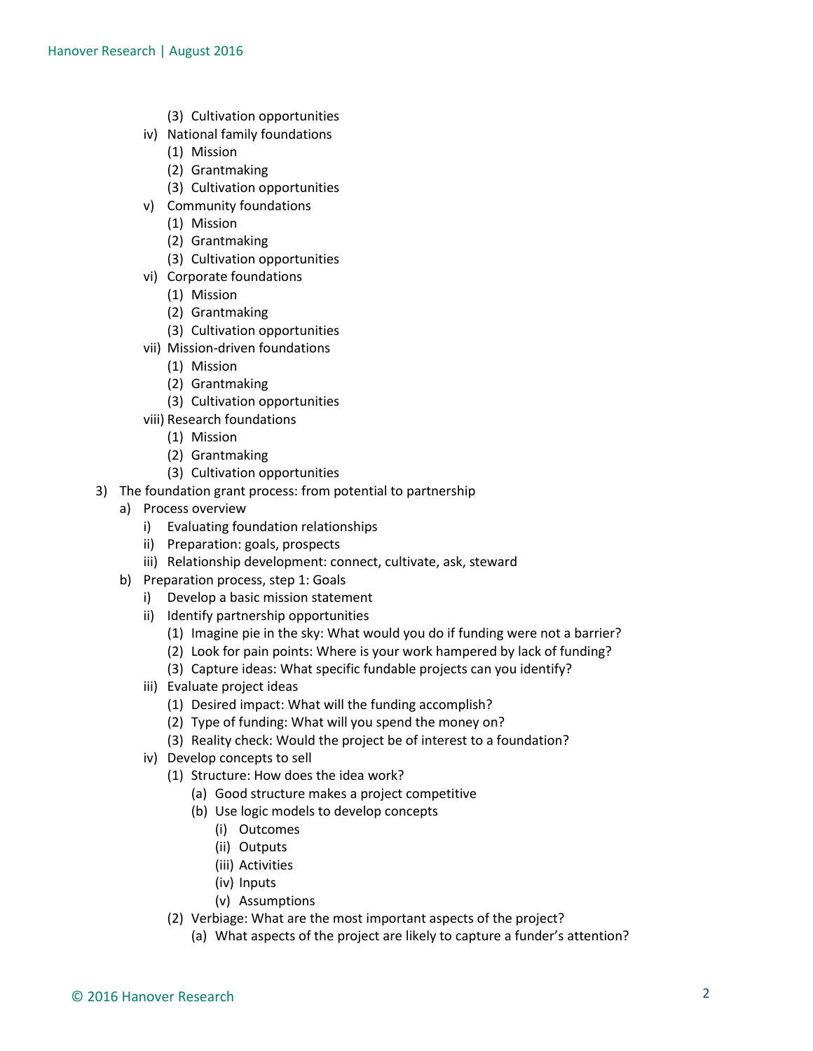(3) Cultivation opportunities
        iv) National family foundations
            (1) Mission
            (2) Grantmaking
            (3) Cultivation opportunities
        v) Community foundations
            (1) Mission
            (2) Grantmaking
            (3) Cultivation opportunities
        vi) Corporate foundations
            (1) Mission
            (2) Grantmaking
            (3) Cultivation opportunities
        vii) Mission-driven foundations
            (1) Mission
            (2) Grantmaking
            (3) Cultivation opportunities
        viii) Research foundations
            (1) Mission
            (2) Grantmaking
            (3) Cultivation opportunities
3) The foundation grant process: from potential to partnership
    a) Process overview
        i) Evaluating foundation relationships
        ii) Preparation: goals, prospects
        iii) Relationship development: connect, cultivate, ask, steward
    b) Preparation process, step 1: Goals
        i) Develop a basic mission statement
        ii) Identify partnership opportunities
            (1) Imagine pie in the sky: What would you do if funding were not a barrier?
            (2) Look for pain points: Where is your work hampered by lack of funding?
            (3) Capture ideas: What specific fundable projects can you identify?
        iii) Evaluate project ideas
            (1) Desired impact: What will the funding accomplish?
            (2) Type of funding: What will you spend the money on?
            (3) Reality check: Would the project be of interest to a foundation?
        iv) Develop concepts to sell
            (1) Structure: How does the idea work?
                (a) Good structure makes a project competitive
                (b) Use logic models to develop concepts
                    (i) Outcomes
                    (ii) Outputs
                    (iii) Activities
                    (iv) Inputs
                    (v) Assumptions
            (2) Verbiage: What are the most important aspects of the project?
                (a) What aspects of the project are likely to capture a funder's attention?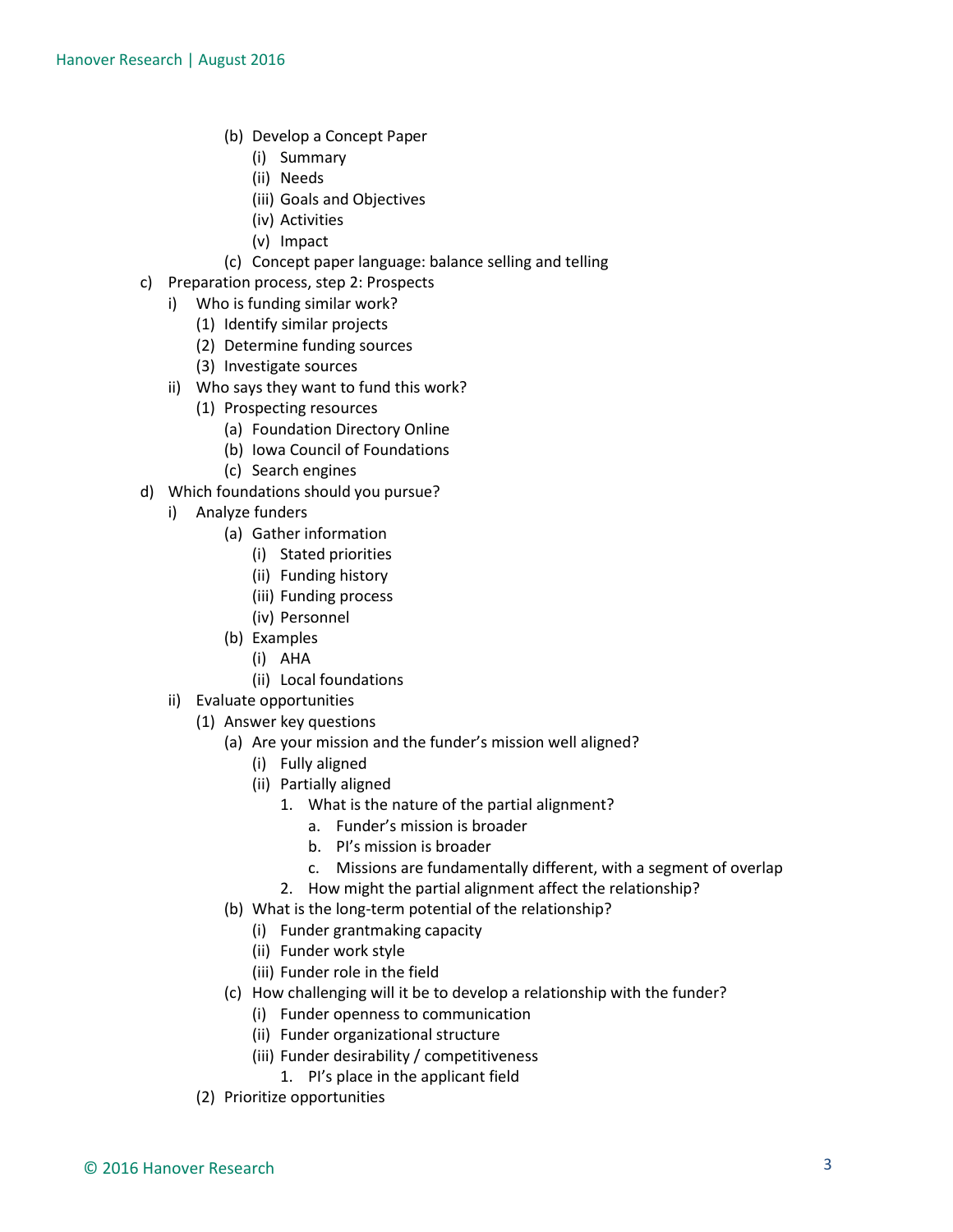- (b) Develop a Concept Paper
  - (i) Summary
  - (ii) Needs
  - (iii) Goals and Objectives
  - (iv) Activities
  - (v) Impact
- (c) Concept paper language: balance selling and telling

c) Preparation process, step 2: Prospects
- i) Who is funding similar work?
  - (1) Identify similar projects
  - (2) Determine funding sources
  - (3) Investigate sources
- ii) Who says they want to fund this work?
  - (1) Prospecting resources
    - (a) Foundation Directory Online
    - (b) Iowa Council of Foundations
    - (c) Search engines

d) Which foundations should you pursue?
- i) Analyze funders
  - (a) Gather information
    - (i) Stated priorities
    - (ii) Funding history
    - (iii) Funding process
    - (iv) Personnel
  - (b) Examples
    - (i) AHA
    - (ii) Local foundations
- ii) Evaluate opportunities
  - (1) Answer key questions
    - (a) Are your mission and the funder's mission well aligned?
      - (i) Fully aligned
      - (ii) Partially aligned
        1. What is the nature of the partial alignment?
           a. Funder's mission is broader
           b. PI's mission is broader
           c. Missions are fundamentally different, with a segment of overlap
        2. How might the partial alignment affect the relationship?
    - (b) What is the long-term potential of the relationship?
      - (i) Funder grantmaking capacity
      - (ii) Funder work style
      - (iii) Funder role in the field
    - (c) How challenging will it be to develop a relationship with the funder?
      - (i) Funder openness to communication
      - (ii) Funder organizational structure
      - (iii) Funder desirability / competitiveness
        1. PI's place in the applicant field
  - (2) Prioritize opportunities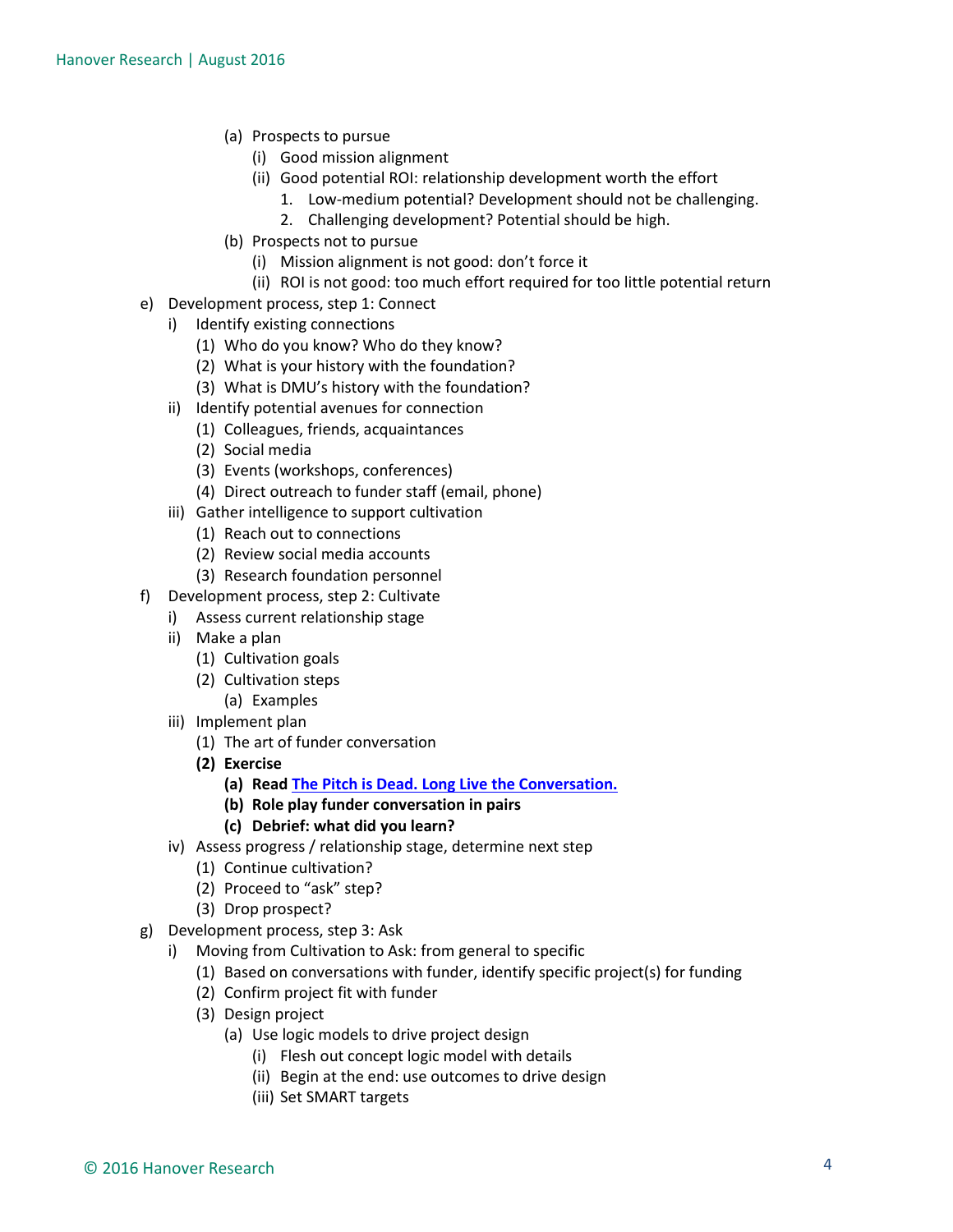- (a) Prospects to pursue
  - (i) Good mission alignment
  - (ii) Good potential ROI: relationship development worth the effort
    1. Low-medium potential? Development should not be challenging.
    2. Challenging development? Potential should be high.
- (b) Prospects not to pursue
  - (i) Mission alignment is not good: don't force it
  - (ii) ROI is not good: too much effort required for too little potential return

e) Development process, step 1: Connect
  - i) Identify existing connections
    - (1) Who do you know? Who do they know?
    - (2) What is your history with the foundation?
    - (3) What is DMU's history with the foundation?
  - ii) Identify potential avenues for connection
    - (1) Colleagues, friends, acquaintances
    - (2) Social media
    - (3) Events (workshops, conferences)
    - (4) Direct outreach to funder staff (email, phone)
  - iii) Gather intelligence to support cultivation
    - (1) Reach out to connections
    - (2) Review social media accounts
    - (3) Research foundation personnel

f) Development process, step 2: Cultivate
  - i) Assess current relationship stage
  - ii) Make a plan
    - (1) Cultivation goals
    - (2) Cultivation steps
      - (a) Examples
  - iii) Implement plan
    - (1) The art of funder conversation
    - **(2) Exercise**
      - **(a) Read The Pitch is Dead. Long Live the Conversation.**
      - **(b) Role play funder conversation in pairs**
      - **(c) Debrief: what did you learn?**
  - iv) Assess progress / relationship stage, determine next step
    - (1) Continue cultivation?
    - (2) Proceed to "ask" step?
    - (3) Drop prospect?

g) Development process, step 3: Ask
  - i) Moving from Cultivation to Ask: from general to specific
    - (1) Based on conversations with funder, identify specific project(s) for funding
    - (2) Confirm project fit with funder
    - (3) Design project
      - (a) Use logic models to drive project design
        - (i) Flesh out concept logic model with details
        - (ii) Begin at the end: use outcomes to drive design
        - (iii) Set SMART targets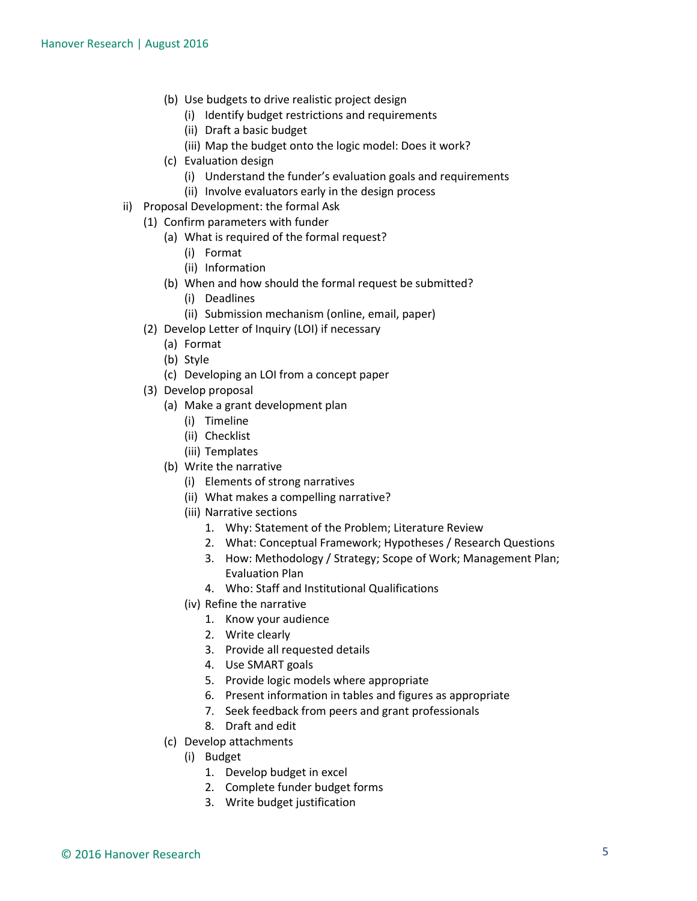- (b) Use budgets to drive realistic project design
  - (i) Identify budget restrictions and requirements
  - (ii) Draft a basic budget
  - (iii) Map the budget onto the logic model: Does it work?
- (c) Evaluation design
  - (i) Understand the funder's evaluation goals and requirements
  - (ii) Involve evaluators early in the design process

ii) Proposal Development: the formal Ask

- (1) Confirm parameters with funder
  - (a) What is required of the formal request?
    - (i) Format
    - (ii) Information
  - (b) When and how should the formal request be submitted?
    - (i) Deadlines
    - (ii) Submission mechanism (online, email, paper)
- (2) Develop Letter of Inquiry (LOI) if necessary
  - (a) Format
  - (b) Style
  - (c) Developing an LOI from a concept paper
- (3) Develop proposal
  - (a) Make a grant development plan
    - (i) Timeline
    - (ii) Checklist
    - (iii) Templates
  - (b) Write the narrative
    - (i) Elements of strong narratives
    - (ii) What makes a compelling narrative?
    - (iii) Narrative sections
      1. Why: Statement of the Problem; Literature Review
      2. What: Conceptual Framework; Hypotheses / Research Questions
      3. How: Methodology / Strategy; Scope of Work; Management Plan; Evaluation Plan
      4. Who: Staff and Institutional Qualifications
    - (iv) Refine the narrative
      1. Know your audience
      2. Write clearly
      3. Provide all requested details
      4. Use SMART goals
      5. Provide logic models where appropriate
      6. Present information in tables and figures as appropriate
      7. Seek feedback from peers and grant professionals
      8. Draft and edit
  - (c) Develop attachments
    - (i) Budget
      1. Develop budget in excel
      2. Complete funder budget forms
      3. Write budget justification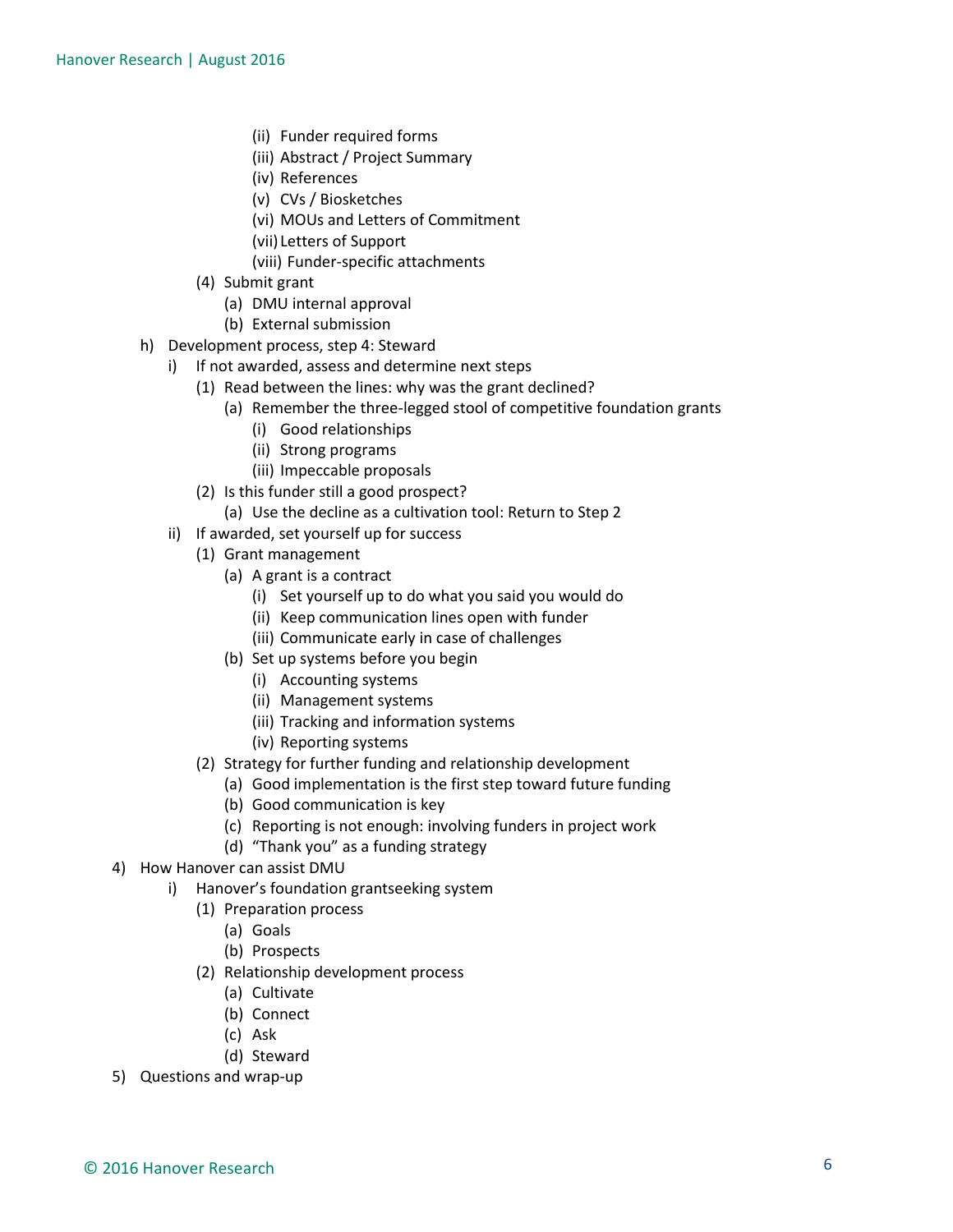(ii) Funder required forms
            (iii) Abstract / Project Summary
            (iv) References
            (v) CVs / Biosketches
            (vi) MOUs and Letters of Commitment
            (vii) Letters of Support
            (viii) Funder-specific attachments
        (4) Submit grant
            (a) DMU internal approval
            (b) External submission

h) Development process, step 4: Steward
    i) If not awarded, assess and determine next steps
        (1) Read between the lines: why was the grant declined?
            (a) Remember the three-legged stool of competitive foundation grants
                (i) Good relationships
                (ii) Strong programs
                (iii) Impeccable proposals
        (2) Is this funder still a good prospect?
            (a) Use the decline as a cultivation tool: Return to Step 2
    ii) If awarded, set yourself up for success
        (1) Grant management
            (a) A grant is a contract
                (i) Set yourself up to do what you said you would do
                (ii) Keep communication lines open with funder
                (iii) Communicate early in case of challenges
            (b) Set up systems before you begin
                (i) Accounting systems
                (ii) Management systems
                (iii) Tracking and information systems
                (iv) Reporting systems
        (2) Strategy for further funding and relationship development
            (a) Good implementation is the first step toward future funding
            (b) Good communication is key
            (c) Reporting is not enough: involving funders in project work
            (d) "Thank you" as a funding strategy

4) How Hanover can assist DMU
    i) Hanover's foundation grantseeking system
        (1) Preparation process
            (a) Goals
            (b) Prospects
        (2) Relationship development process
            (a) Cultivate
            (b) Connect
            (c) Ask
            (d) Steward

5) Questions and wrap-up